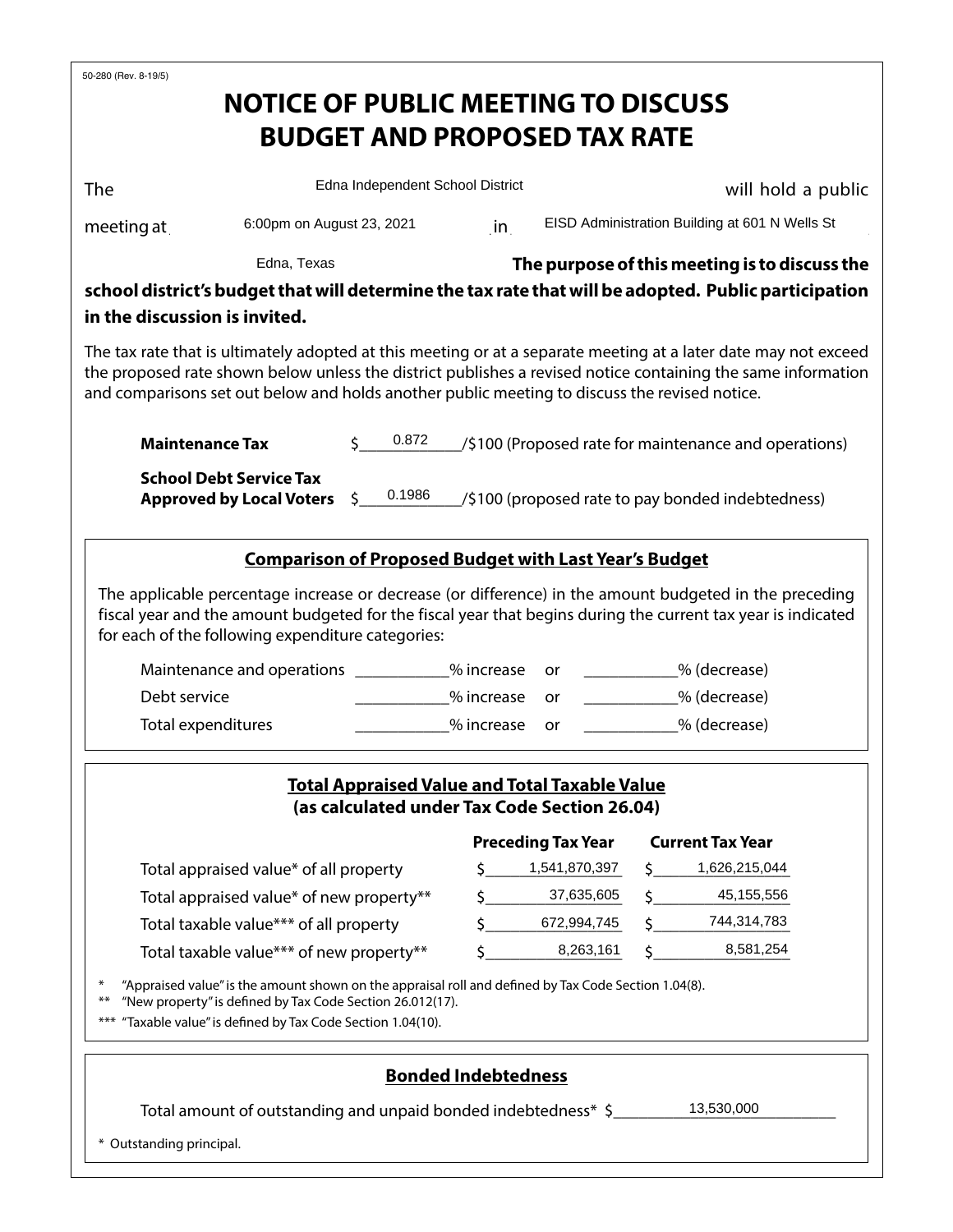50-280 (Rev. 8-19/5)

# NOTICE OF PUBLIC MEETING TO DISCUSS BUDGET AND PROPOSED TAX RATE

The Edna Independent School District will hold a public meeting at 6:00pm on August 23, 2021 in EISD Administration Building at 601 N Wells St Edna, Texas. **The purpose of this meeting is to discuss the school district's budget that will determine the tax rate that will be adopted. Public participation in the discussion is invited.**

The tax rate that is ultimately adopted at this meeting or at a separate meeting at a later date may not exceed the proposed rate shown below unless the district publishes a revised notice containing the same information and comparisons set out below and holds another public meeting to discuss the revised notice.

**Maintenance Tax** $ 0.872 /$100 (Proposed rate for maintenance and operations)

**School Debt Service Tax Approved by Local Voters** $ 0.1986 /$100 (proposed rate to pay bonded indebtedness)

## Comparison of Proposed Budget with Last Year's Budget

The applicable percentage increase or decrease (or difference) in the amount budgeted in the preceding fiscal year and the amount budgeted for the fiscal year that begins during the current tax year is indicated for each of the following expenditure categories:

| | | | |
|---|---|---|---|
| Maintenance and operations | ___________% increase | or | ___________% (decrease) |
| Debt service | ___________% increase | or | ___________% (decrease) |
| Total expenditures | ___________% increase | or | ___________% (decrease) |

## Total Appraised Value and Total Taxable Value (as calculated under Tax Code Section 26.04)

| | Preceding Tax Year | Current Tax Year |
|---|---|---|
| Total appraised value* of all property | $ 1,541,870,397 | $ 1,626,215,044 |
| Total appraised value* of new property** | $ 37,635,605 | $ 45,155,556 |
| Total taxable value*** of all property | $ 672,994,745 | $ 744,314,783 |
| Total taxable value*** of new property** | $ 8,263,161 | $ 8,581,254 |

\* "Appraised value" is the amount shown on the appraisal roll and defined by Tax Code Section 1.04(8).

** "New property" is defined by Tax Code Section 26.012(17).

*** "Taxable value" is defined by Tax Code Section 1.04(10).

## Bonded Indebtedness

Total amount of outstanding and unpaid bonded indebtedness* $ 13,530,000

\* Outstanding principal.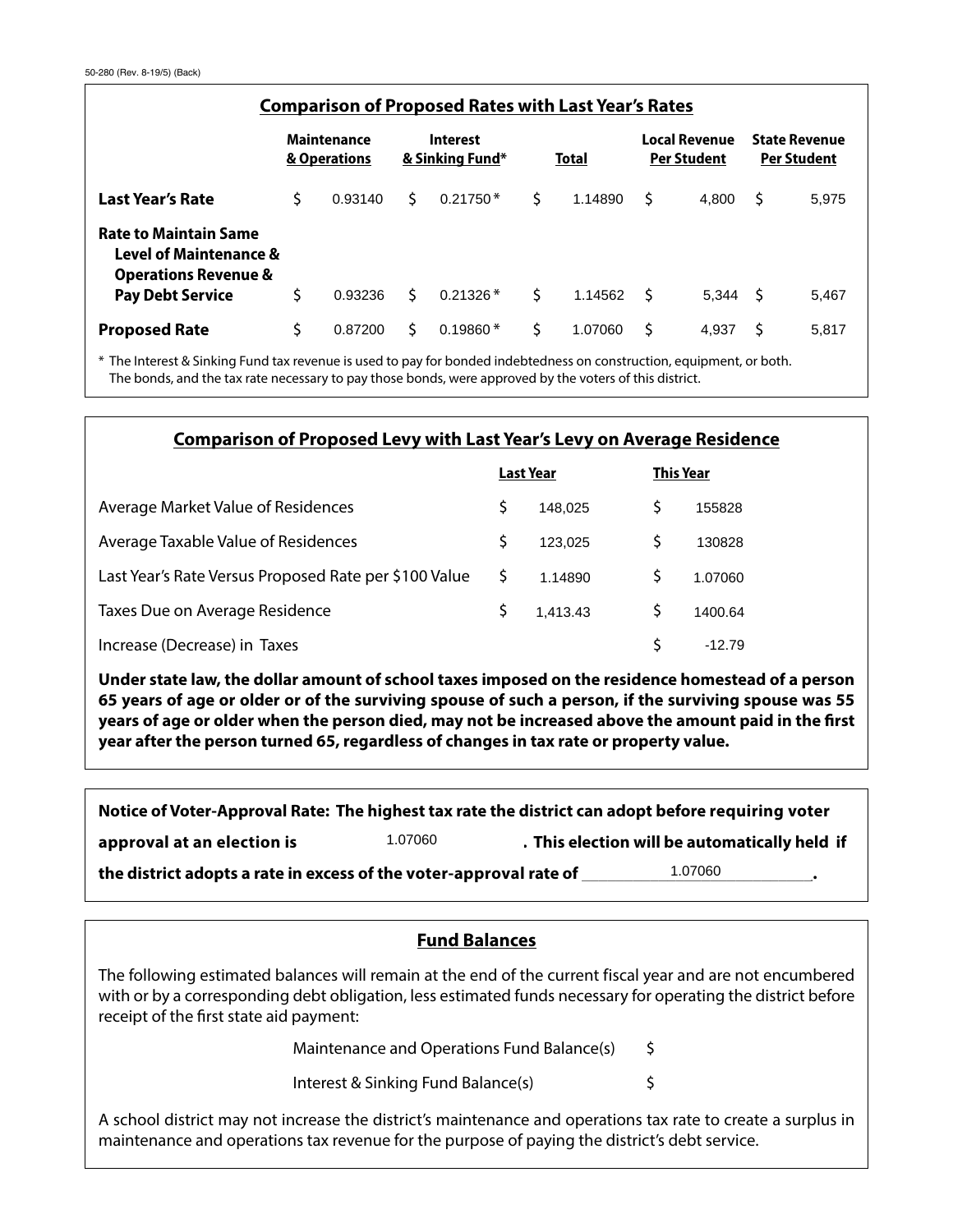50-280 (Rev. 8-19/5) (Back)

## Comparison of Proposed Rates with Last Year's Rates

| | Maintenance & Operations | Interest & Sinking Fund* | Total | Local Revenue Per Student | State Revenue Per Student |
|---|---|---|---|---|---|
| **Last Year's Rate** | $ 0.93140 | $ 0.21750 * | $ 1.14890 | $ 4,800 | $ 5,975 |
| **Rate to Maintain Same Level of Maintenance & Operations Revenue & Pay Debt Service** | $ 0.93236 | $ 0.21326 * | $ 1.14562 | $ 5,344 | $ 5,467 |
| **Proposed Rate** | $ 0.87200 | $ 0.19860 * | $ 1.07060 | $ 4,937 | $ 5,817 |

* The Interest & Sinking Fund tax revenue is used to pay for bonded indebtedness on construction, equipment, or both. The bonds, and the tax rate necessary to pay those bonds, were approved by the voters of this district.

## Comparison of Proposed Levy with Last Year's Levy on Average Residence

| | Last Year | This Year |
|---|---|---|
| Average Market Value of Residences | $ 148,025 | $ 155828 |
| Average Taxable Value of Residences | $ 123,025 | $ 130828 |
| Last Year's Rate Versus Proposed Rate per $100 Value | $ 1.14890 | $ 1.07060 |
| Taxes Due on Average Residence | $ 1,413.43 | $ 1400.64 |
| Increase (Decrease) in Taxes | | $ -12.79 |

**Under state law, the dollar amount of school taxes imposed on the residence homestead of a person 65 years of age or older or of the surviving spouse of such a person, if the surviving spouse was 55 years of age or older when the person died, may not be increased above the amount paid in the first year after the person turned 65, regardless of changes in tax rate or property value.**

**Notice of Voter-Approval Rate: The highest tax rate the district can adopt before requiring voter approval at an election is** 1.07060 **. This election will be automatically held if the district adopts a rate in excess of the voter-approval rate of** 1.07060**.**

## Fund Balances

The following estimated balances will remain at the end of the current fiscal year and are not encumbered with or by a corresponding debt obligation, less estimated funds necessary for operating the district before receipt of the first state aid payment:

Maintenance and Operations Fund Balance(s) $

Interest & Sinking Fund Balance(s) $

A school district may not increase the district's maintenance and operations tax rate to create a surplus in maintenance and operations tax revenue for the purpose of paying the district's debt service.